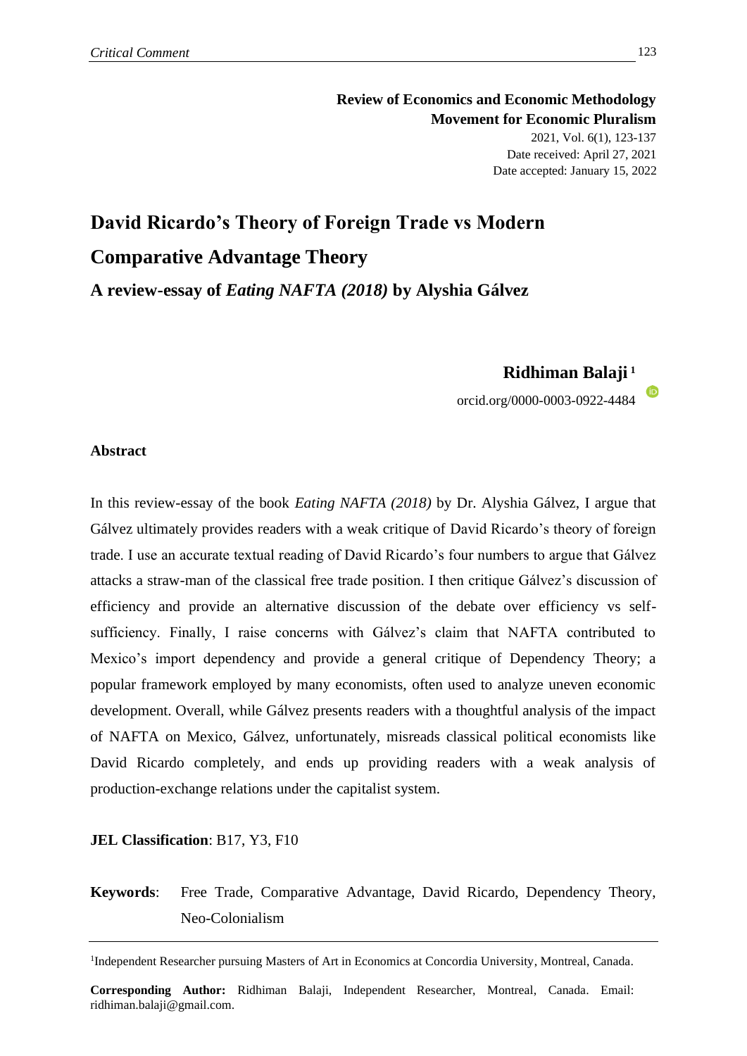**Review of Economics and Economic Methodology**
**Movement for Economic Pluralism**

2021, Vol. 6(1), 123-137
Date received: April 27, 2021
Date accepted: January 15, 2022

# David Ricardo's Theory of Foreign Trade vs Modern Comparative Advantage Theory

## A review-essay of *Eating NAFTA (2018)* by Alyshia Gálvez

**Ridhiman Balaji** [1]

orcid.org/0000-0003-0922-4484

### Abstract

In this review-essay of the book *Eating NAFTA (2018)* by Dr. Alyshia Gálvez, I argue that Gálvez ultimately provides readers with a weak critique of David Ricardo's theory of foreign trade. I use an accurate textual reading of David Ricardo's four numbers to argue that Gálvez attacks a straw-man of the classical free trade position. I then critique Gálvez's discussion of efficiency and provide an alternative discussion of the debate over efficiency vs self-sufficiency. Finally, I raise concerns with Gálvez's claim that NAFTA contributed to Mexico's import dependency and provide a general critique of Dependency Theory; a popular framework employed by many economists, often used to analyze uneven economic development. Overall, while Gálvez presents readers with a thoughtful analysis of the impact of NAFTA on Mexico, Gálvez, unfortunately, misreads classical political economists like David Ricardo completely, and ends up providing readers with a weak analysis of production-exchange relations under the capitalist system.

**JEL Classification**: B17, Y3, F10

**Keywords**: Free Trade, Comparative Advantage, David Ricardo, Dependency Theory, Neo-Colonialism

---

[1] Independent Researcher pursuing Masters of Art in Economics at Concordia University, Montreal, Canada.

**Corresponding Author:** Ridhiman Balaji, Independent Researcher, Montreal, Canada. Email: ridhiman.balaji@gmail.com.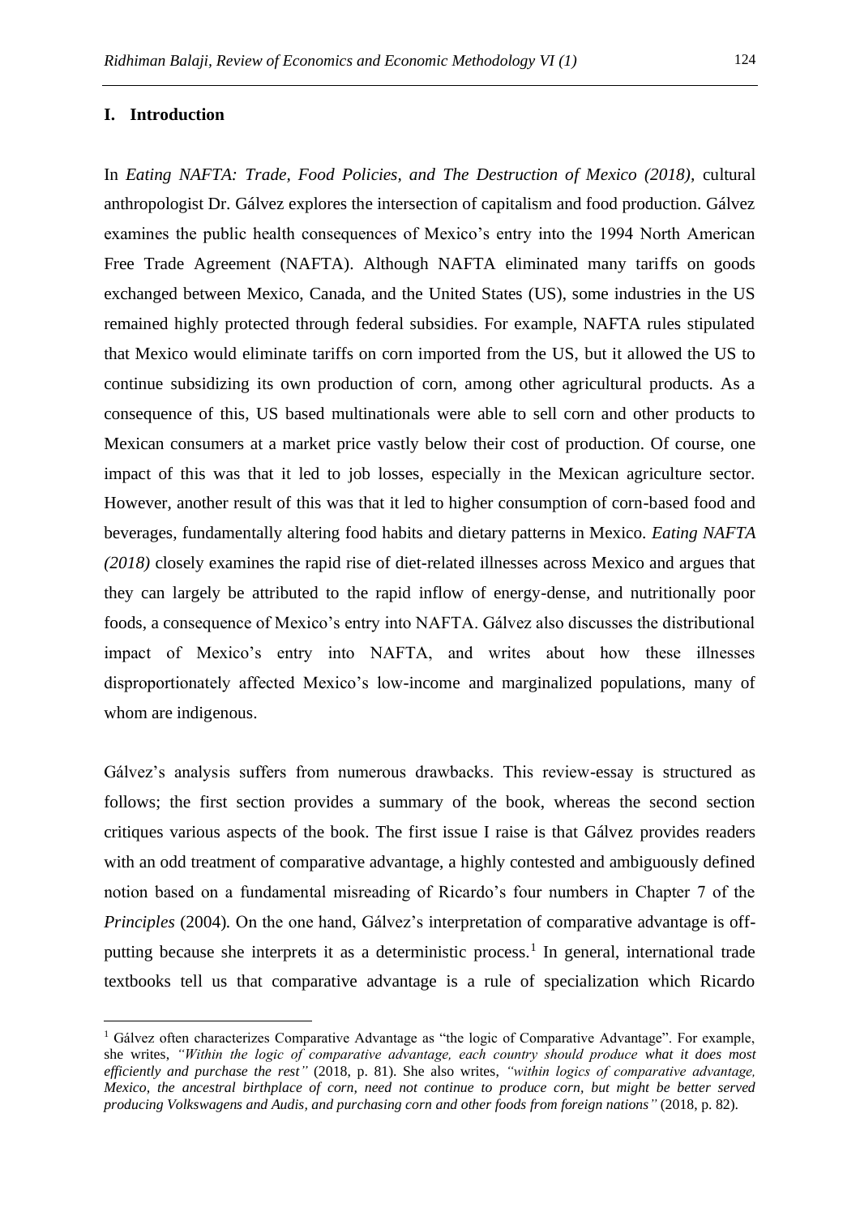## I. Introduction

In *Eating NAFTA: Trade, Food Policies, and The Destruction of Mexico (2018)*, cultural anthropologist Dr. Gálvez explores the intersection of capitalism and food production. Gálvez examines the public health consequences of Mexico's entry into the 1994 North American Free Trade Agreement (NAFTA). Although NAFTA eliminated many tariffs on goods exchanged between Mexico, Canada, and the United States (US), some industries in the US remained highly protected through federal subsidies. For example, NAFTA rules stipulated that Mexico would eliminate tariffs on corn imported from the US, but it allowed the US to continue subsidizing its own production of corn, among other agricultural products. As a consequence of this, US based multinationals were able to sell corn and other products to Mexican consumers at a market price vastly below their cost of production. Of course, one impact of this was that it led to job losses, especially in the Mexican agriculture sector. However, another result of this was that it led to higher consumption of corn-based food and beverages, fundamentally altering food habits and dietary patterns in Mexico. *Eating NAFTA (2018)* closely examines the rapid rise of diet-related illnesses across Mexico and argues that they can largely be attributed to the rapid inflow of energy-dense, and nutritionally poor foods, a consequence of Mexico's entry into NAFTA. Gálvez also discusses the distributional impact of Mexico's entry into NAFTA, and writes about how these illnesses disproportionately affected Mexico's low-income and marginalized populations, many of whom are indigenous.

Gálvez's analysis suffers from numerous drawbacks. This review-essay is structured as follows; the first section provides a summary of the book, whereas the second section critiques various aspects of the book. The first issue I raise is that Gálvez provides readers with an odd treatment of comparative advantage, a highly contested and ambiguously defined notion based on a fundamental misreading of Ricardo's four numbers in Chapter 7 of the *Principles* (2004). On the one hand, Gálvez's interpretation of comparative advantage is off-putting because she interprets it as a deterministic process.[1] In general, international trade textbooks tell us that comparative advantage is a rule of specialization which Ricardo

[1] Gálvez often characterizes Comparative Advantage as "the logic of Comparative Advantage". For example, she writes, *"Within the logic of comparative advantage, each country should produce what it does most efficiently and purchase the rest"* (2018, p. 81). She also writes, *"within logics of comparative advantage, Mexico, the ancestral birthplace of corn, need not continue to produce corn, but might be better served producing Volkswagens and Audis, and purchasing corn and other foods from foreign nations"* (2018, p. 82).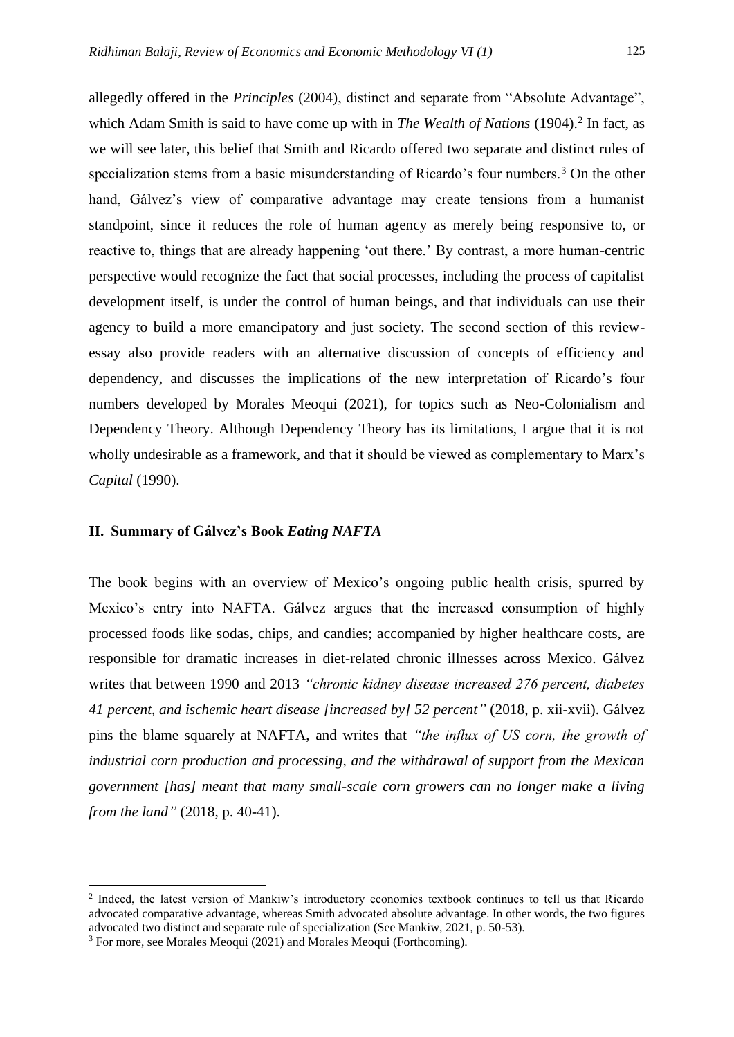allegedly offered in the *Principles* (2004), distinct and separate from "Absolute Advantage", which Adam Smith is said to have come up with in *The Wealth of Nations* (1904).[2] In fact, as we will see later, this belief that Smith and Ricardo offered two separate and distinct rules of specialization stems from a basic misunderstanding of Ricardo's four numbers.[3] On the other hand, Gálvez's view of comparative advantage may create tensions from a humanist standpoint, since it reduces the role of human agency as merely being responsive to, or reactive to, things that are already happening 'out there.' By contrast, a more human-centric perspective would recognize the fact that social processes, including the process of capitalist development itself, is under the control of human beings, and that individuals can use their agency to build a more emancipatory and just society. The second section of this review-essay also provide readers with an alternative discussion of concepts of efficiency and dependency, and discusses the implications of the new interpretation of Ricardo's four numbers developed by Morales Meoqui (2021), for topics such as Neo-Colonialism and Dependency Theory. Although Dependency Theory has its limitations, I argue that it is not wholly undesirable as a framework, and that it should be viewed as complementary to Marx's *Capital* (1990).

## II. Summary of Gálvez's Book *Eating NAFTA*

The book begins with an overview of Mexico's ongoing public health crisis, spurred by Mexico's entry into NAFTA. Gálvez argues that the increased consumption of highly processed foods like sodas, chips, and candies; accompanied by higher healthcare costs, are responsible for dramatic increases in diet-related chronic illnesses across Mexico. Gálvez writes that between 1990 and 2013 *"chronic kidney disease increased 276 percent, diabetes 41 percent, and ischemic heart disease [increased by] 52 percent"* (2018, p. xii-xvii). Gálvez pins the blame squarely at NAFTA, and writes that *"the influx of US corn, the growth of industrial corn production and processing, and the withdrawal of support from the Mexican government [has] meant that many small-scale corn growers can no longer make a living from the land"* (2018, p. 40-41).

[2] Indeed, the latest version of Mankiw's introductory economics textbook continues to tell us that Ricardo advocated comparative advantage, whereas Smith advocated absolute advantage. In other words, the two figures advocated two distinct and separate rule of specialization (See Mankiw, 2021, p. 50-53).

[3] For more, see Morales Meoqui (2021) and Morales Meoqui (Forthcoming).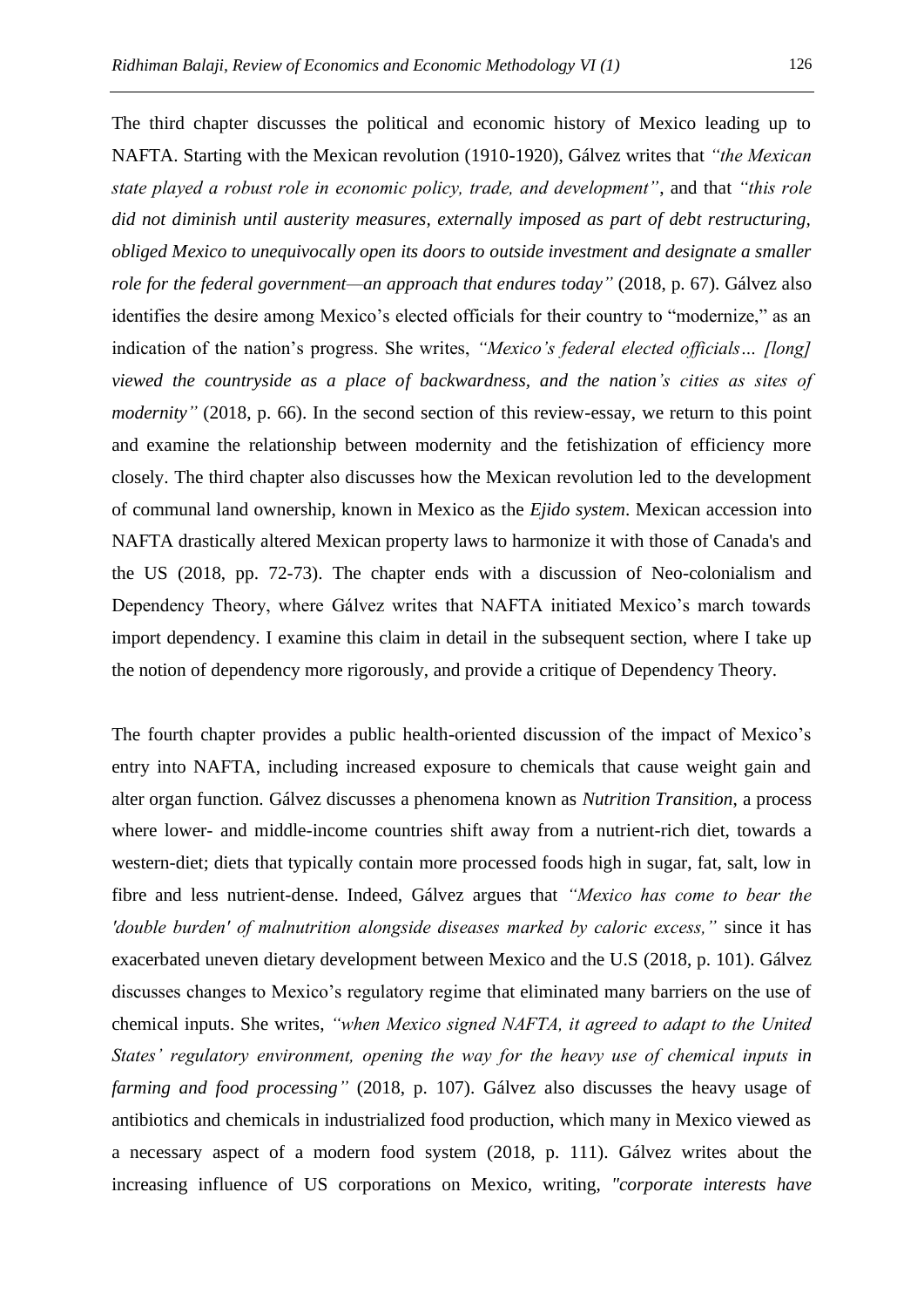The third chapter discusses the political and economic history of Mexico leading up to NAFTA. Starting with the Mexican revolution (1910-1920), Gálvez writes that *"the Mexican state played a robust role in economic policy, trade, and development"*, and that *"this role did not diminish until austerity measures, externally imposed as part of debt restructuring, obliged Mexico to unequivocally open its doors to outside investment and designate a smaller role for the federal government—an approach that endures today"* (2018, p. 67). Gálvez also identifies the desire among Mexico's elected officials for their country to "modernize," as an indication of the nation's progress. She writes, *"Mexico's federal elected officials… [long] viewed the countryside as a place of backwardness, and the nation's cities as sites of modernity"* (2018, p. 66). In the second section of this review-essay, we return to this point and examine the relationship between modernity and the fetishization of efficiency more closely. The third chapter also discusses how the Mexican revolution led to the development of communal land ownership, known in Mexico as the *Ejido system*. Mexican accession into NAFTA drastically altered Mexican property laws to harmonize it with those of Canada's and the US (2018, pp. 72-73). The chapter ends with a discussion of Neo-colonialism and Dependency Theory, where Gálvez writes that NAFTA initiated Mexico's march towards import dependency. I examine this claim in detail in the subsequent section, where I take up the notion of dependency more rigorously, and provide a critique of Dependency Theory.

The fourth chapter provides a public health-oriented discussion of the impact of Mexico's entry into NAFTA, including increased exposure to chemicals that cause weight gain and alter organ function. Gálvez discusses a phenomena known as *Nutrition Transition*, a process where lower- and middle-income countries shift away from a nutrient-rich diet, towards a western-diet; diets that typically contain more processed foods high in sugar, fat, salt, low in fibre and less nutrient-dense. Indeed, Gálvez argues that *"Mexico has come to bear the 'double burden' of malnutrition alongside diseases marked by caloric excess,"* since it has exacerbated uneven dietary development between Mexico and the U.S (2018, p. 101). Gálvez discusses changes to Mexico's regulatory regime that eliminated many barriers on the use of chemical inputs. She writes, *"when Mexico signed NAFTA, it agreed to adapt to the United States' regulatory environment, opening the way for the heavy use of chemical inputs in farming and food processing"* (2018, p. 107). Gálvez also discusses the heavy usage of antibiotics and chemicals in industrialized food production, which many in Mexico viewed as a necessary aspect of a modern food system (2018, p. 111). Gálvez writes about the increasing influence of US corporations on Mexico, writing, *"corporate interests have*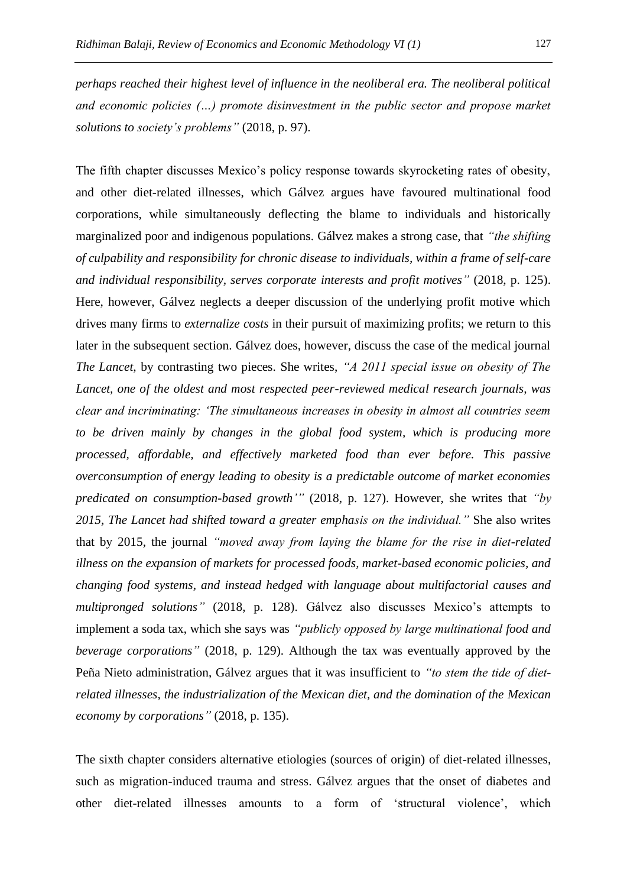*perhaps reached their highest level of influence in the neoliberal era. The neoliberal political and economic policies (…) promote disinvestment in the public sector and propose market solutions to society's problems"* (2018, p. 97).

The fifth chapter discusses Mexico's policy response towards skyrocketing rates of obesity, and other diet-related illnesses, which Gálvez argues have favoured multinational food corporations, while simultaneously deflecting the blame to individuals and historically marginalized poor and indigenous populations. Gálvez makes a strong case, that *"the shifting of culpability and responsibility for chronic disease to individuals, within a frame of self-care and individual responsibility, serves corporate interests and profit motives"* (2018, p. 125). Here, however, Gálvez neglects a deeper discussion of the underlying profit motive which drives many firms to *externalize costs* in their pursuit of maximizing profits; we return to this later in the subsequent section. Gálvez does, however, discuss the case of the medical journal *The Lancet*, by contrasting two pieces. She writes, *"A 2011 special issue on obesity of The Lancet, one of the oldest and most respected peer-reviewed medical research journals, was clear and incriminating: 'The simultaneous increases in obesity in almost all countries seem to be driven mainly by changes in the global food system, which is producing more processed, affordable, and effectively marketed food than ever before. This passive overconsumption of energy leading to obesity is a predictable outcome of market economies predicated on consumption-based growth'"* (2018, p. 127). However, she writes that *"by 2015, The Lancet had shifted toward a greater emphasis on the individual."* She also writes that by 2015, the journal *"moved away from laying the blame for the rise in diet-related illness on the expansion of markets for processed foods, market-based economic policies, and changing food systems, and instead hedged with language about multifactorial causes and multipronged solutions"* (2018, p. 128). Gálvez also discusses Mexico's attempts to implement a soda tax, which she says was *"publicly opposed by large multinational food and beverage corporations"* (2018, p. 129). Although the tax was eventually approved by the Peña Nieto administration, Gálvez argues that it was insufficient to *"to stem the tide of diet-related illnesses, the industrialization of the Mexican diet, and the domination of the Mexican economy by corporations"* (2018, p. 135).

The sixth chapter considers alternative etiologies (sources of origin) of diet-related illnesses, such as migration-induced trauma and stress. Gálvez argues that the onset of diabetes and other diet-related illnesses amounts to a form of 'structural violence', which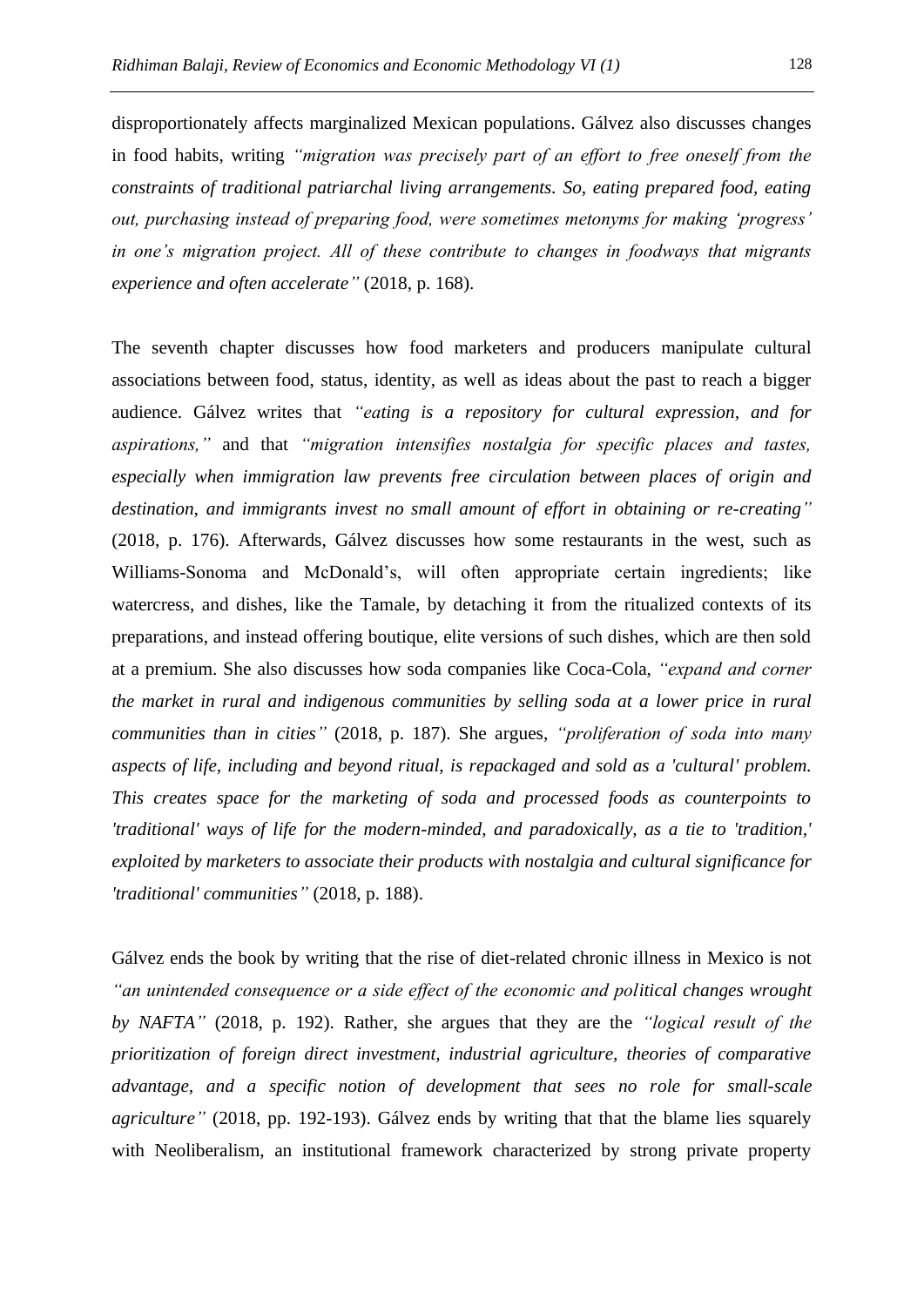disproportionately affects marginalized Mexican populations. Gálvez also discusses changes in food habits, writing *"migration was precisely part of an effort to free oneself from the constraints of traditional patriarchal living arrangements. So, eating prepared food, eating out, purchasing instead of preparing food, were sometimes metonyms for making 'progress' in one's migration project. All of these contribute to changes in foodways that migrants experience and often accelerate"* (2018, p. 168).

The seventh chapter discusses how food marketers and producers manipulate cultural associations between food, status, identity, as well as ideas about the past to reach a bigger audience. Gálvez writes that *"eating is a repository for cultural expression, and for aspirations,"* and that *"migration intensifies nostalgia for specific places and tastes, especially when immigration law prevents free circulation between places of origin and destination, and immigrants invest no small amount of effort in obtaining or re-creating"* (2018, p. 176). Afterwards, Gálvez discusses how some restaurants in the west, such as Williams-Sonoma and McDonald's, will often appropriate certain ingredients; like watercress, and dishes, like the Tamale, by detaching it from the ritualized contexts of its preparations, and instead offering boutique, elite versions of such dishes, which are then sold at a premium. She also discusses how soda companies like Coca-Cola, *"expand and corner the market in rural and indigenous communities by selling soda at a lower price in rural communities than in cities"* (2018, p. 187). She argues, *"proliferation of soda into many aspects of life, including and beyond ritual, is repackaged and sold as a 'cultural' problem. This creates space for the marketing of soda and processed foods as counterpoints to 'traditional' ways of life for the modern-minded, and paradoxically, as a tie to 'tradition,' exploited by marketers to associate their products with nostalgia and cultural significance for 'traditional' communities"* (2018, p. 188).

Gálvez ends the book by writing that the rise of diet-related chronic illness in Mexico is not *"an unintended consequence or a side effect of the economic and political changes wrought by NAFTA"* (2018, p. 192). Rather, she argues that they are the *"logical result of the prioritization of foreign direct investment, industrial agriculture, theories of comparative advantage, and a specific notion of development that sees no role for small-scale agriculture"* (2018, pp. 192-193). Gálvez ends by writing that that the blame lies squarely with Neoliberalism, an institutional framework characterized by strong private property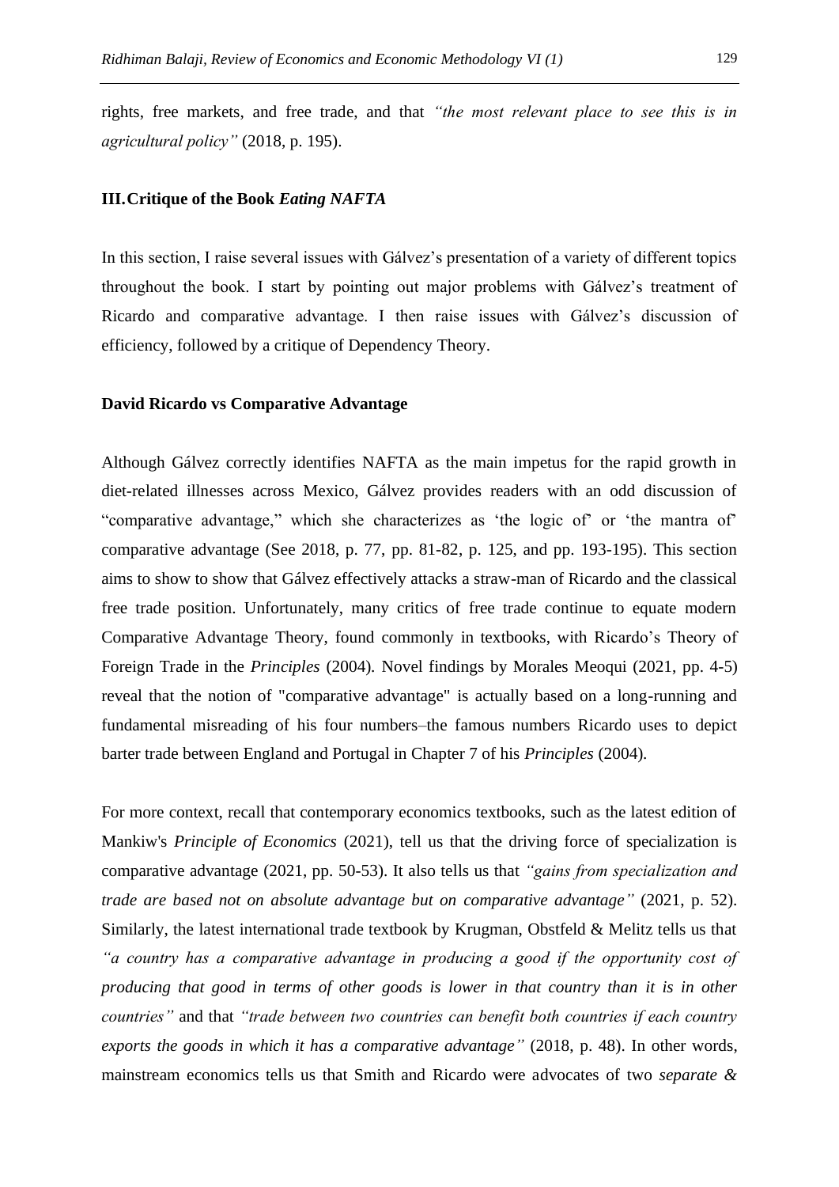rights, free markets, and free trade, and that *"the most relevant place to see this is in agricultural policy"* (2018, p. 195).

## III. Critique of the Book *Eating NAFTA*

In this section, I raise several issues with Gálvez's presentation of a variety of different topics throughout the book. I start by pointing out major problems with Gálvez's treatment of Ricardo and comparative advantage. I then raise issues with Gálvez's discussion of efficiency, followed by a critique of Dependency Theory.

### David Ricardo vs Comparative Advantage

Although Gálvez correctly identifies NAFTA as the main impetus for the rapid growth in diet-related illnesses across Mexico, Gálvez provides readers with an odd discussion of "comparative advantage," which she characterizes as 'the logic of' or 'the mantra of' comparative advantage (See 2018, p. 77, pp. 81-82, p. 125, and pp. 193-195). This section aims to show to show that Gálvez effectively attacks a straw-man of Ricardo and the classical free trade position. Unfortunately, many critics of free trade continue to equate modern Comparative Advantage Theory, found commonly in textbooks, with Ricardo's Theory of Foreign Trade in the *Principles* (2004). Novel findings by Morales Meoqui (2021, pp. 4-5) reveal that the notion of "comparative advantage" is actually based on a long-running and fundamental misreading of his four numbers–the famous numbers Ricardo uses to depict barter trade between England and Portugal in Chapter 7 of his *Principles* (2004).

For more context, recall that contemporary economics textbooks, such as the latest edition of Mankiw's *Principle of Economics* (2021), tell us that the driving force of specialization is comparative advantage (2021, pp. 50-53). It also tells us that *"gains from specialization and trade are based not on absolute advantage but on comparative advantage"* (2021, p. 52). Similarly, the latest international trade textbook by Krugman, Obstfeld & Melitz tells us that *"a country has a comparative advantage in producing a good if the opportunity cost of producing that good in terms of other goods is lower in that country than it is in other countries"* and that *"trade between two countries can benefit both countries if each country exports the goods in which it has a comparative advantage"* (2018, p. 48). In other words, mainstream economics tells us that Smith and Ricardo were advocates of two *separate &*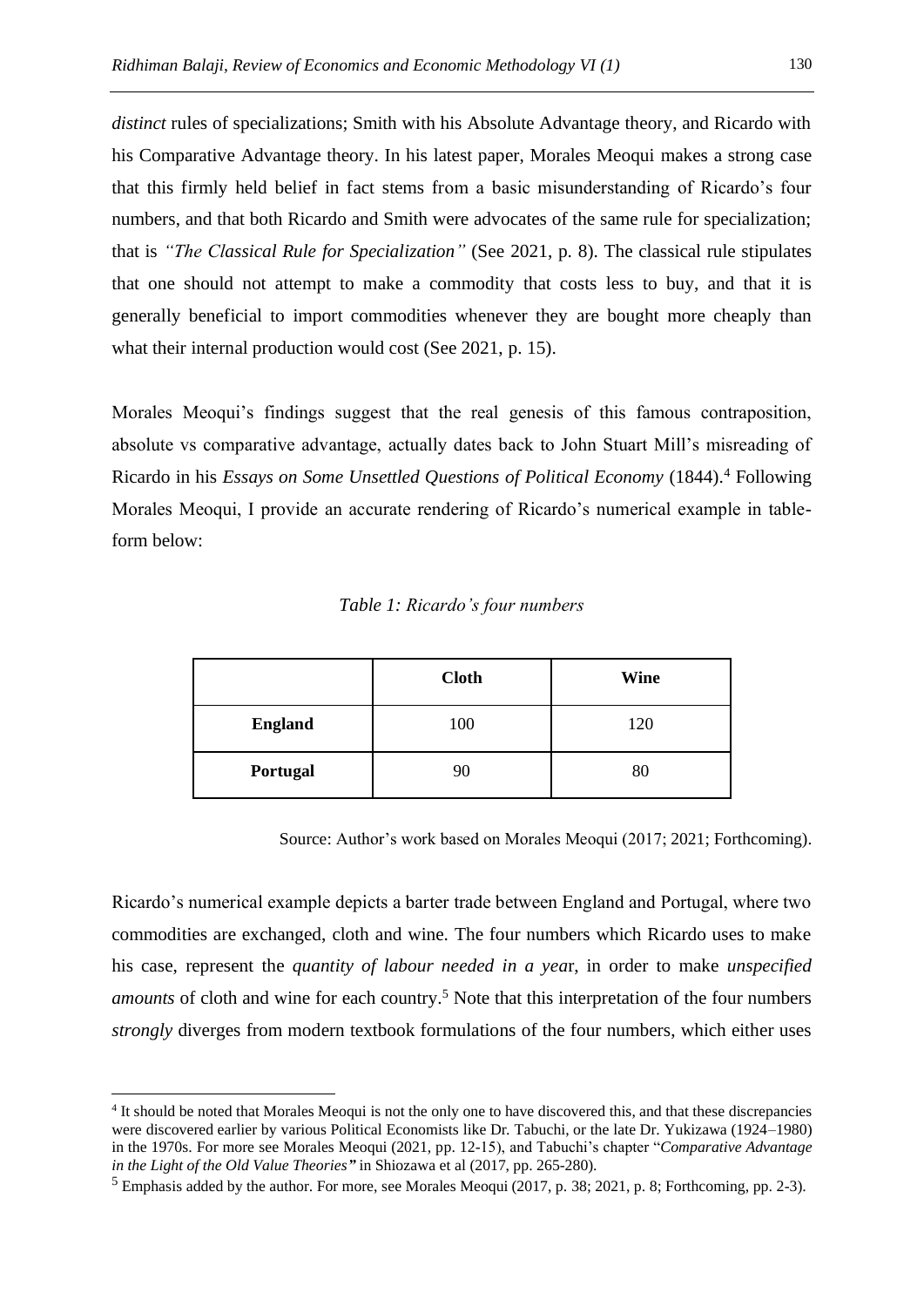*distinct* rules of specializations; Smith with his Absolute Advantage theory, and Ricardo with his Comparative Advantage theory. In his latest paper, Morales Meoqui makes a strong case that this firmly held belief in fact stems from a basic misunderstanding of Ricardo's four numbers, and that both Ricardo and Smith were advocates of the same rule for specialization; that is *"The Classical Rule for Specialization"* (See 2021, p. 8). The classical rule stipulates that one should not attempt to make a commodity that costs less to buy, and that it is generally beneficial to import commodities whenever they are bought more cheaply than what their internal production would cost (See 2021, p. 15).

Morales Meoqui's findings suggest that the real genesis of this famous contraposition, absolute vs comparative advantage, actually dates back to John Stuart Mill's misreading of Ricardo in his *Essays on Some Unsettled Questions of Political Economy* (1844).[4] Following Morales Meoqui, I provide an accurate rendering of Ricardo's numerical example in table-form below:

*Table 1: Ricardo's four numbers*

| | **Cloth** | **Wine** |
|---|---|---|
| **England** | 100 | 120 |
| **Portugal** | 90 | 80 |

Source: Author's work based on Morales Meoqui (2017; 2021; Forthcoming).

Ricardo's numerical example depicts a barter trade between England and Portugal, where two commodities are exchanged, cloth and wine. The four numbers which Ricardo uses to make his case, represent the *quantity of labour needed in a year*, in order to make *unspecified amounts* of cloth and wine for each country.[5] Note that this interpretation of the four numbers *strongly* diverges from modern textbook formulations of the four numbers, which either uses

---

[4] It should be noted that Morales Meoqui is not the only one to have discovered this, and that these discrepancies were discovered earlier by various Political Economists like Dr. Tabuchi, or the late Dr. Yukizawa (1924–1980) in the 1970s. For more see Morales Meoqui (2021, pp. 12-15), and Tabuchi's chapter "*Comparative Advantage in the Light of the Old Value Theories*" in Shiozawa et al (2017, pp. 265-280).

[5] Emphasis added by the author. For more, see Morales Meoqui (2017, p. 38; 2021, p. 8; Forthcoming, pp. 2-3).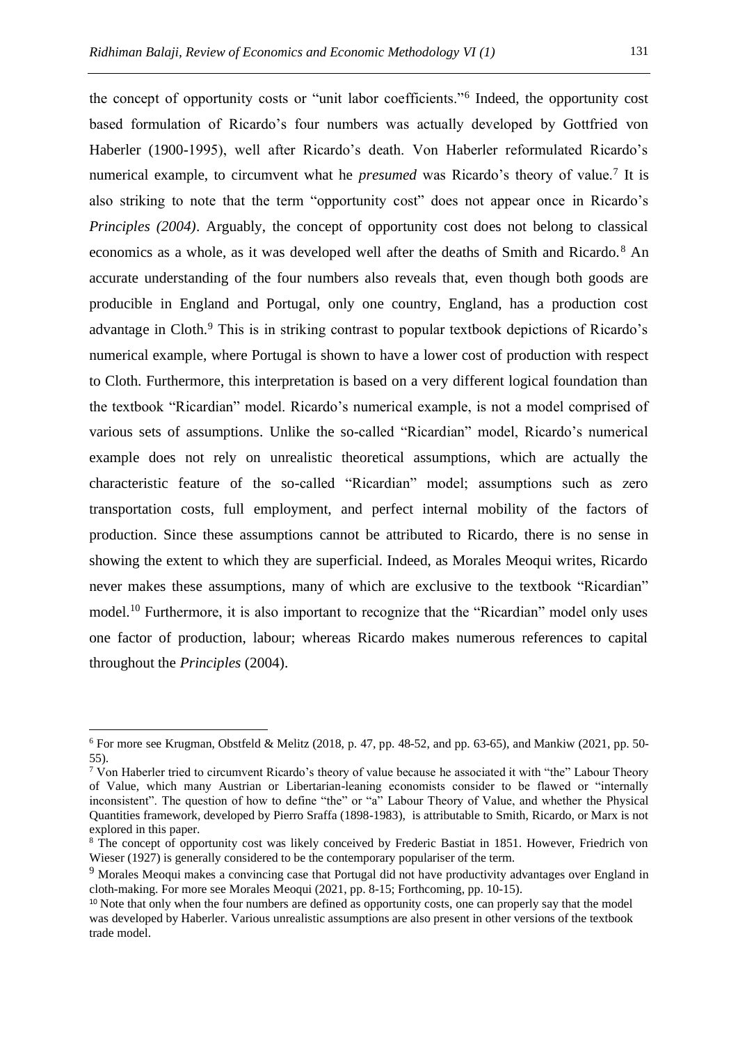the concept of opportunity costs or "unit labor coefficients."[6] Indeed, the opportunity cost based formulation of Ricardo's four numbers was actually developed by Gottfried von Haberler (1900-1995), well after Ricardo's death. Von Haberler reformulated Ricardo's numerical example, to circumvent what he *presumed* was Ricardo's theory of value.[7] It is also striking to note that the term "opportunity cost" does not appear once in Ricardo's *Principles (2004)*. Arguably, the concept of opportunity cost does not belong to classical economics as a whole, as it was developed well after the deaths of Smith and Ricardo.[8] An accurate understanding of the four numbers also reveals that, even though both goods are producible in England and Portugal, only one country, England, has a production cost advantage in Cloth.[9] This is in striking contrast to popular textbook depictions of Ricardo's numerical example, where Portugal is shown to have a lower cost of production with respect to Cloth. Furthermore, this interpretation is based on a very different logical foundation than the textbook "Ricardian" model. Ricardo's numerical example, is not a model comprised of various sets of assumptions. Unlike the so-called "Ricardian" model, Ricardo's numerical example does not rely on unrealistic theoretical assumptions, which are actually the characteristic feature of the so-called "Ricardian" model; assumptions such as zero transportation costs, full employment, and perfect internal mobility of the factors of production. Since these assumptions cannot be attributed to Ricardo, there is no sense in showing the extent to which they are superficial. Indeed, as Morales Meoqui writes, Ricardo never makes these assumptions, many of which are exclusive to the textbook "Ricardian" model.[10] Furthermore, it is also important to recognize that the "Ricardian" model only uses one factor of production, labour; whereas Ricardo makes numerous references to capital throughout the *Principles* (2004).

---

[6] For more see Krugman, Obstfeld & Melitz (2018, p. 47, pp. 48-52, and pp. 63-65), and Mankiw (2021, pp. 50-55).

[7] Von Haberler tried to circumvent Ricardo's theory of value because he associated it with "the" Labour Theory of Value, which many Austrian or Libertarian-leaning economists consider to be flawed or "internally inconsistent". The question of how to define "the" or "a" Labour Theory of Value, and whether the Physical Quantities framework, developed by Pierro Sraffa (1898-1983), is attributable to Smith, Ricardo, or Marx is not explored in this paper.

[8] The concept of opportunity cost was likely conceived by Frederic Bastiat in 1851. However, Friedrich von Wieser (1927) is generally considered to be the contemporary populariser of the term.

[9] Morales Meoqui makes a convincing case that Portugal did not have productivity advantages over England in cloth-making. For more see Morales Meoqui (2021, pp. 8-15; Forthcoming, pp. 10-15).

[10] Note that only when the four numbers are defined as opportunity costs, one can properly say that the model was developed by Haberler. Various unrealistic assumptions are also present in other versions of the textbook trade model.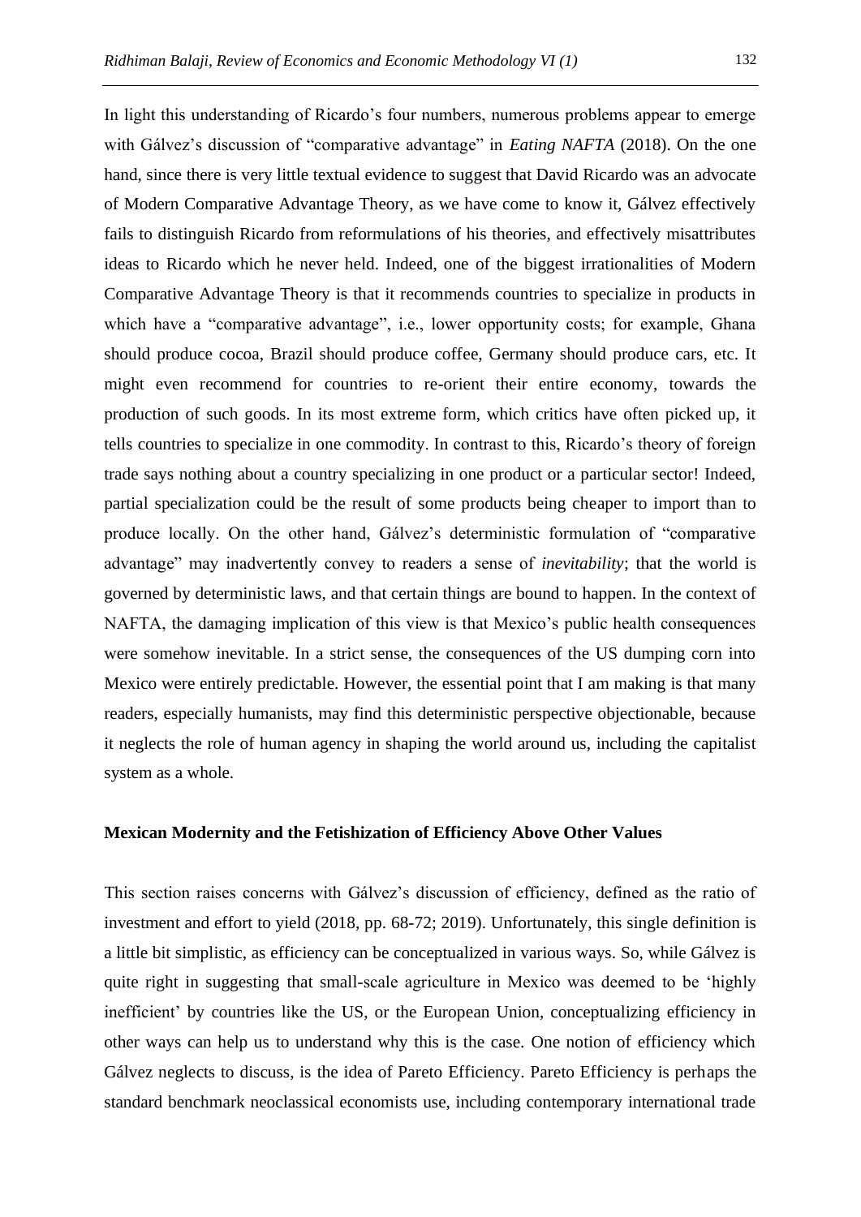In light this understanding of Ricardo's four numbers, numerous problems appear to emerge with Gálvez's discussion of "comparative advantage" in *Eating NAFTA* (2018). On the one hand, since there is very little textual evidence to suggest that David Ricardo was an advocate of Modern Comparative Advantage Theory, as we have come to know it, Gálvez effectively fails to distinguish Ricardo from reformulations of his theories, and effectively misattributes ideas to Ricardo which he never held. Indeed, one of the biggest irrationalities of Modern Comparative Advantage Theory is that it recommends countries to specialize in products in which have a "comparative advantage", i.e., lower opportunity costs; for example, Ghana should produce cocoa, Brazil should produce coffee, Germany should produce cars, etc. It might even recommend for countries to re-orient their entire economy, towards the production of such goods. In its most extreme form, which critics have often picked up, it tells countries to specialize in one commodity. In contrast to this, Ricardo's theory of foreign trade says nothing about a country specializing in one product or a particular sector! Indeed, partial specialization could be the result of some products being cheaper to import than to produce locally. On the other hand, Gálvez's deterministic formulation of "comparative advantage" may inadvertently convey to readers a sense of *inevitability*; that the world is governed by deterministic laws, and that certain things are bound to happen. In the context of NAFTA, the damaging implication of this view is that Mexico's public health consequences were somehow inevitable. In a strict sense, the consequences of the US dumping corn into Mexico were entirely predictable. However, the essential point that I am making is that many readers, especially humanists, may find this deterministic perspective objectionable, because it neglects the role of human agency in shaping the world around us, including the capitalist system as a whole.

## Mexican Modernity and the Fetishization of Efficiency Above Other Values

This section raises concerns with Gálvez's discussion of efficiency, defined as the ratio of investment and effort to yield (2018, pp. 68-72; 2019). Unfortunately, this single definition is a little bit simplistic, as efficiency can be conceptualized in various ways. So, while Gálvez is quite right in suggesting that small-scale agriculture in Mexico was deemed to be 'highly inefficient' by countries like the US, or the European Union, conceptualizing efficiency in other ways can help us to understand why this is the case. One notion of efficiency which Gálvez neglects to discuss, is the idea of Pareto Efficiency. Pareto Efficiency is perhaps the standard benchmark neoclassical economists use, including contemporary international trade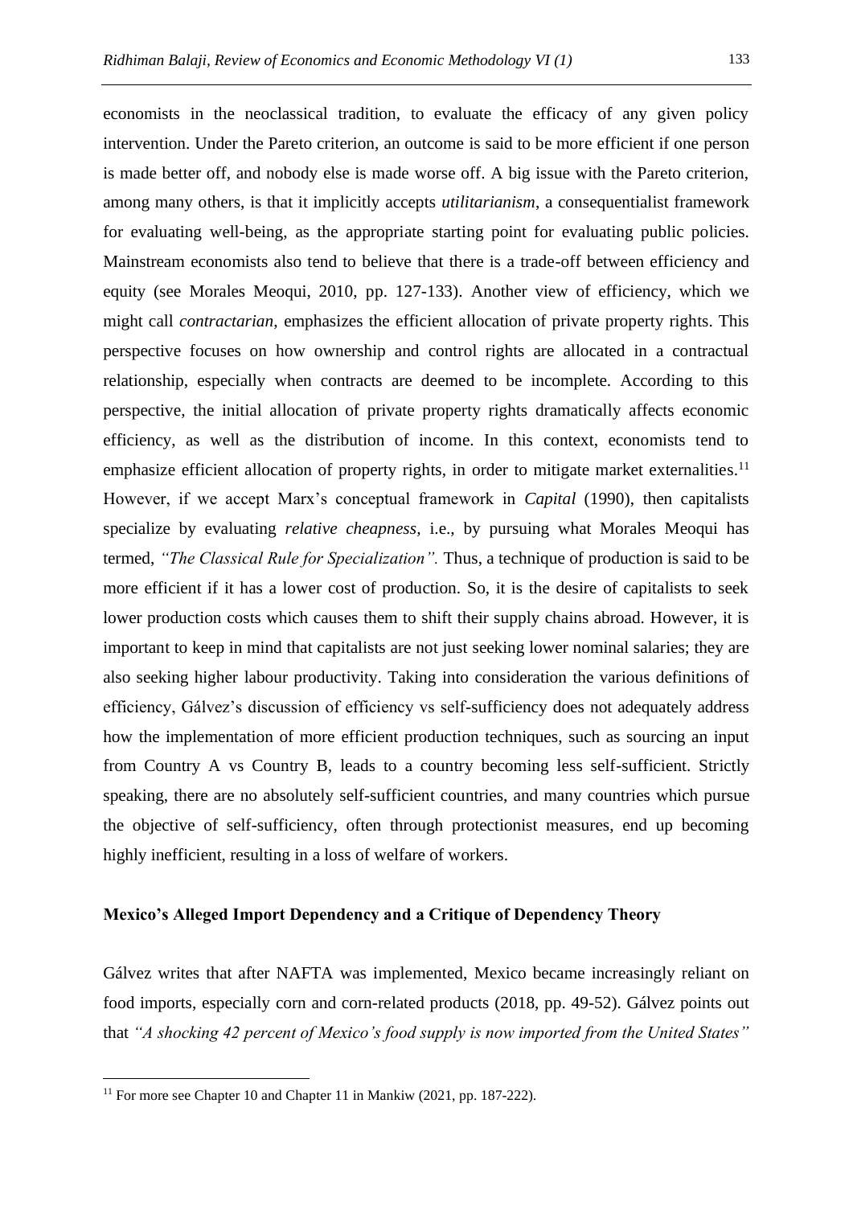economists in the neoclassical tradition, to evaluate the efficacy of any given policy intervention. Under the Pareto criterion, an outcome is said to be more efficient if one person is made better off, and nobody else is made worse off. A big issue with the Pareto criterion, among many others, is that it implicitly accepts *utilitarianism*, a consequentialist framework for evaluating well-being, as the appropriate starting point for evaluating public policies. Mainstream economists also tend to believe that there is a trade-off between efficiency and equity (see Morales Meoqui, 2010, pp. 127-133). Another view of efficiency, which we might call *contractarian*, emphasizes the efficient allocation of private property rights. This perspective focuses on how ownership and control rights are allocated in a contractual relationship, especially when contracts are deemed to be incomplete. According to this perspective, the initial allocation of private property rights dramatically affects economic efficiency, as well as the distribution of income. In this context, economists tend to emphasize efficient allocation of property rights, in order to mitigate market externalities.[11] However, if we accept Marx's conceptual framework in *Capital* (1990), then capitalists specialize by evaluating *relative cheapness,* i.e., by pursuing what Morales Meoqui has termed, *"The Classical Rule for Specialization".* Thus, a technique of production is said to be more efficient if it has a lower cost of production. So, it is the desire of capitalists to seek lower production costs which causes them to shift their supply chains abroad. However, it is important to keep in mind that capitalists are not just seeking lower nominal salaries; they are also seeking higher labour productivity. Taking into consideration the various definitions of efficiency, Gálvez's discussion of efficiency vs self-sufficiency does not adequately address how the implementation of more efficient production techniques, such as sourcing an input from Country A vs Country B, leads to a country becoming less self-sufficient. Strictly speaking, there are no absolutely self-sufficient countries, and many countries which pursue the objective of self-sufficiency, often through protectionist measures, end up becoming highly inefficient, resulting in a loss of welfare of workers.

## Mexico's Alleged Import Dependency and a Critique of Dependency Theory

Gálvez writes that after NAFTA was implemented, Mexico became increasingly reliant on food imports, especially corn and corn-related products (2018, pp. 49-52). Gálvez points out that *"A shocking 42 percent of Mexico's food supply is now imported from the United States"*

[11] For more see Chapter 10 and Chapter 11 in Mankiw (2021, pp. 187-222).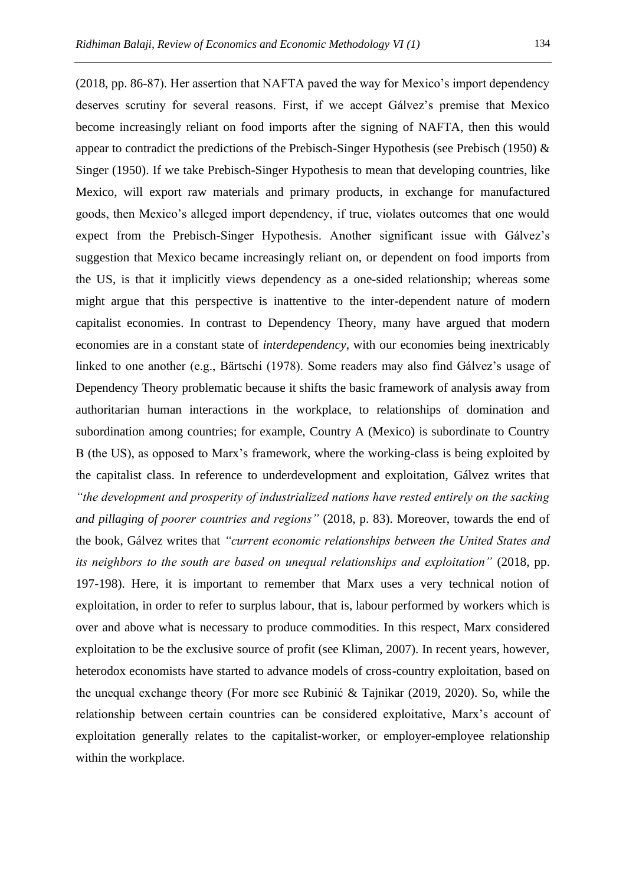(2018, pp. 86-87). Her assertion that NAFTA paved the way for Mexico's import dependency deserves scrutiny for several reasons. First, if we accept Gálvez's premise that Mexico become increasingly reliant on food imports after the signing of NAFTA, then this would appear to contradict the predictions of the Prebisch-Singer Hypothesis (see Prebisch (1950) & Singer (1950). If we take Prebisch-Singer Hypothesis to mean that developing countries, like Mexico, will export raw materials and primary products, in exchange for manufactured goods, then Mexico's alleged import dependency, if true, violates outcomes that one would expect from the Prebisch-Singer Hypothesis. Another significant issue with Gálvez's suggestion that Mexico became increasingly reliant on, or dependent on food imports from the US, is that it implicitly views dependency as a one-sided relationship; whereas some might argue that this perspective is inattentive to the inter-dependent nature of modern capitalist economies. In contrast to Dependency Theory, many have argued that modern economies are in a constant state of *interdependency*, with our economies being inextricably linked to one another (e.g., Bärtschi (1978). Some readers may also find Gálvez's usage of Dependency Theory problematic because it shifts the basic framework of analysis away from authoritarian human interactions in the workplace, to relationships of domination and subordination among countries; for example, Country A (Mexico) is subordinate to Country B (the US), as opposed to Marx's framework, where the working-class is being exploited by the capitalist class. In reference to underdevelopment and exploitation, Gálvez writes that *"the development and prosperity of industrialized nations have rested entirely on the sacking and pillaging of poorer countries and regions"* (2018, p. 83). Moreover, towards the end of the book, Gálvez writes that *"current economic relationships between the United States and its neighbors to the south are based on unequal relationships and exploitation"* (2018, pp. 197-198). Here, it is important to remember that Marx uses a very technical notion of exploitation, in order to refer to surplus labour, that is, labour performed by workers which is over and above what is necessary to produce commodities. In this respect, Marx considered exploitation to be the exclusive source of profit (see Kliman, 2007). In recent years, however, heterodox economists have started to advance models of cross-country exploitation, based on the unequal exchange theory (For more see Rubinić & Tajnikar (2019, 2020). So, while the relationship between certain countries can be considered exploitative, Marx's account of exploitation generally relates to the capitalist-worker, or employer-employee relationship within the workplace.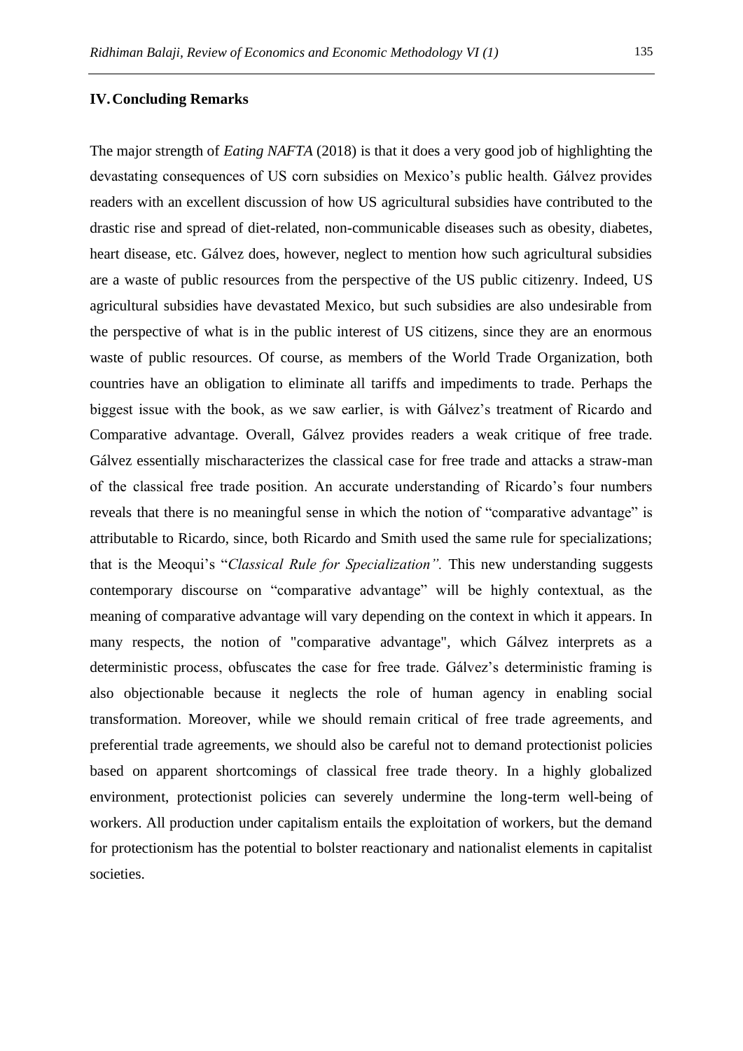## IV. Concluding Remarks

The major strength of *Eating NAFTA* (2018) is that it does a very good job of highlighting the devastating consequences of US corn subsidies on Mexico's public health. Gálvez provides readers with an excellent discussion of how US agricultural subsidies have contributed to the drastic rise and spread of diet-related, non-communicable diseases such as obesity, diabetes, heart disease, etc. Gálvez does, however, neglect to mention how such agricultural subsidies are a waste of public resources from the perspective of the US public citizenry. Indeed, US agricultural subsidies have devastated Mexico, but such subsidies are also undesirable from the perspective of what is in the public interest of US citizens, since they are an enormous waste of public resources. Of course, as members of the World Trade Organization, both countries have an obligation to eliminate all tariffs and impediments to trade. Perhaps the biggest issue with the book, as we saw earlier, is with Gálvez's treatment of Ricardo and Comparative advantage. Overall, Gálvez provides readers a weak critique of free trade. Gálvez essentially mischaracterizes the classical case for free trade and attacks a straw-man of the classical free trade position. An accurate understanding of Ricardo's four numbers reveals that there is no meaningful sense in which the notion of "comparative advantage" is attributable to Ricardo, since, both Ricardo and Smith used the same rule for specializations; that is the Meoqui's "*Classical Rule for Specialization".* This new understanding suggests contemporary discourse on "comparative advantage" will be highly contextual, as the meaning of comparative advantage will vary depending on the context in which it appears. In many respects, the notion of "comparative advantage", which Gálvez interprets as a deterministic process, obfuscates the case for free trade. Gálvez's deterministic framing is also objectionable because it neglects the role of human agency in enabling social transformation. Moreover, while we should remain critical of free trade agreements, and preferential trade agreements, we should also be careful not to demand protectionist policies based on apparent shortcomings of classical free trade theory. In a highly globalized environment, protectionist policies can severely undermine the long-term well-being of workers. All production under capitalism entails the exploitation of workers, but the demand for protectionism has the potential to bolster reactionary and nationalist elements in capitalist societies.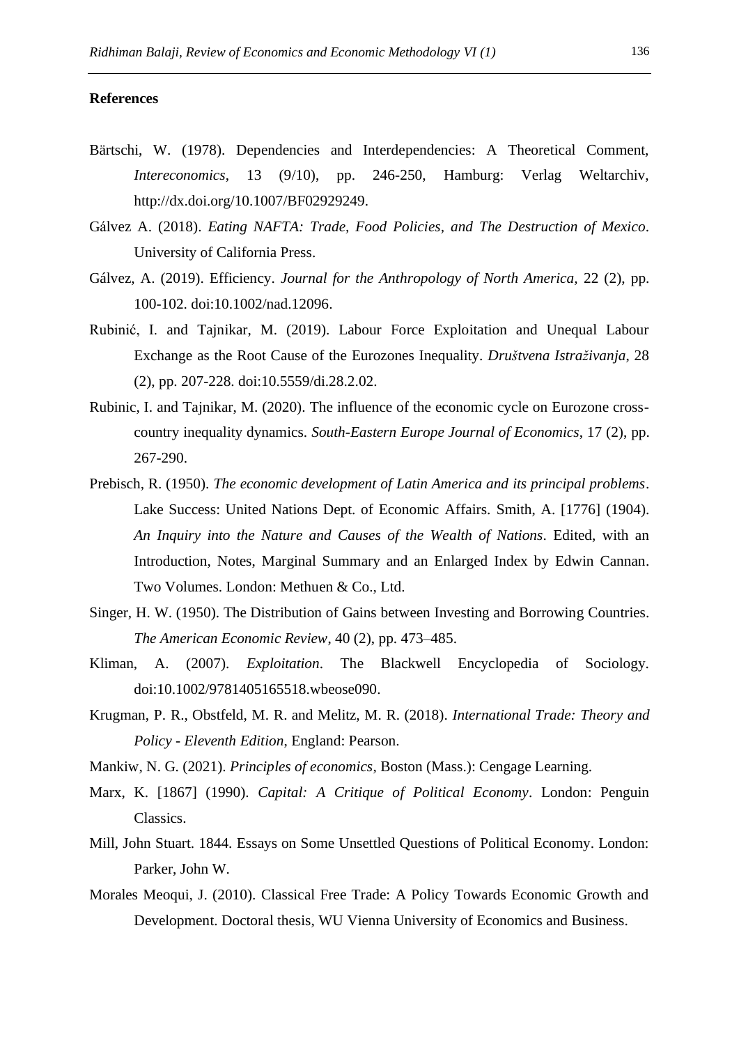**References**

Bärtschi, W. (1978). Dependencies and Interdependencies: A Theoretical Comment, *Intereconomics*, 13 (9/10), pp. 246-250, Hamburg: Verlag Weltarchiv, http://dx.doi.org/10.1007/BF02929249.

Gálvez A. (2018). *Eating NAFTA: Trade, Food Policies, and The Destruction of Mexico*. University of California Press.

Gálvez, A. (2019). Efficiency. *Journal for the Anthropology of North America*, 22 (2), pp. 100-102. doi:10.1002/nad.12096.

Rubinić, I. and Tajnikar, M. (2019). Labour Force Exploitation and Unequal Labour Exchange as the Root Cause of the Eurozones Inequality. *Društvena Istraživanja*, 28 (2), pp. 207-228. doi:10.5559/di.28.2.02.

Rubinic, I. and Tajnikar, M. (2020). The influence of the economic cycle on Eurozone cross-country inequality dynamics. *South-Eastern Europe Journal of Economics*, 17 (2), pp. 267-290.

Prebisch, R. (1950). *The economic development of Latin America and its principal problems*. Lake Success: United Nations Dept. of Economic Affairs. Smith, A. [1776] (1904). *An Inquiry into the Nature and Causes of the Wealth of Nations*. Edited, with an Introduction, Notes, Marginal Summary and an Enlarged Index by Edwin Cannan. Two Volumes. London: Methuen & Co., Ltd.

Singer, H. W. (1950). The Distribution of Gains between Investing and Borrowing Countries. *The American Economic Review*, 40 (2), pp. 473–485.

Kliman, A. (2007). *Exploitation*. The Blackwell Encyclopedia of Sociology. doi:10.1002/9781405165518.wbeose090.

Krugman, P. R., Obstfeld, M. R. and Melitz, M. R. (2018). *International Trade: Theory and Policy - Eleventh Edition*, England: Pearson.

Mankiw, N. G. (2021). *Principles of economics*, Boston (Mass.): Cengage Learning.

Marx, K. [1867] (1990). *Capital: A Critique of Political Economy*. London: Penguin Classics.

Mill, John Stuart. 1844. Essays on Some Unsettled Questions of Political Economy. London: Parker, John W.

Morales Meoqui, J. (2010). Classical Free Trade: A Policy Towards Economic Growth and Development. Doctoral thesis, WU Vienna University of Economics and Business.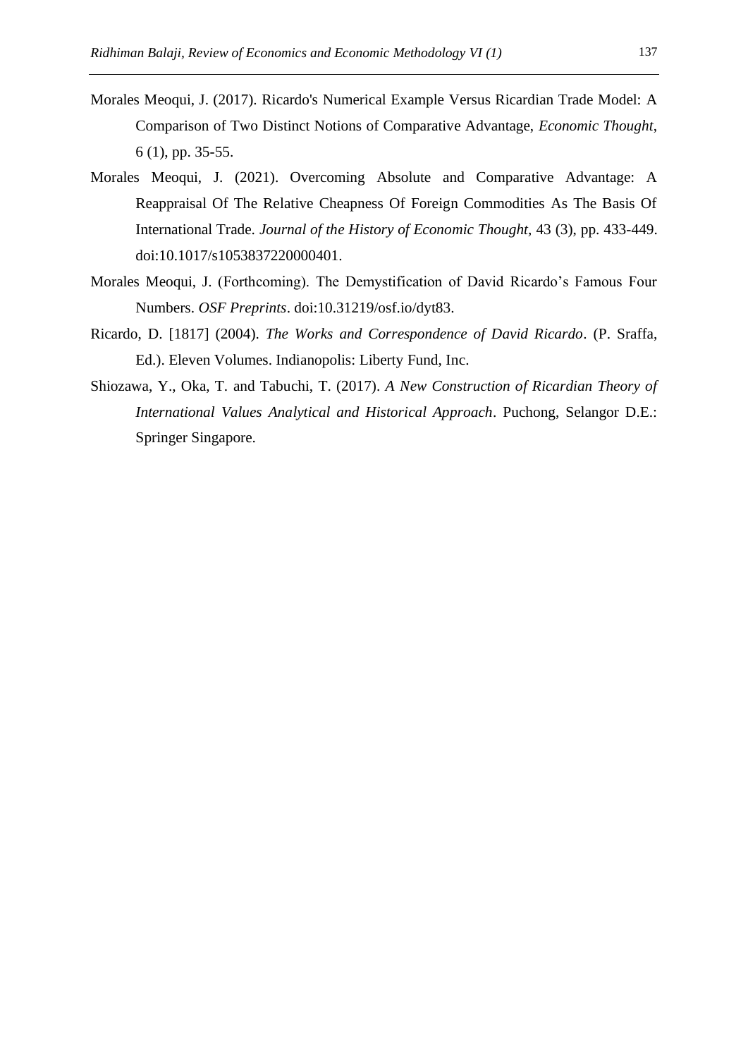Morales Meoqui, J. (2017). Ricardo's Numerical Example Versus Ricardian Trade Model: A Comparison of Two Distinct Notions of Comparative Advantage, *Economic Thought*, 6 (1), pp. 35-55.

Morales Meoqui, J. (2021). Overcoming Absolute and Comparative Advantage: A Reappraisal Of The Relative Cheapness Of Foreign Commodities As The Basis Of International Trade. *Journal of the History of Economic Thought*, 43 (3), pp. 433-449. doi:10.1017/s1053837220000401.

Morales Meoqui, J. (Forthcoming). The Demystification of David Ricardo's Famous Four Numbers. *OSF Preprints*. doi:10.31219/osf.io/dyt83.

Ricardo, D. [1817] (2004). *The Works and Correspondence of David Ricardo*. (P. Sraffa, Ed.). Eleven Volumes. Indianopolis: Liberty Fund, Inc.

Shiozawa, Y., Oka, T. and Tabuchi, T. (2017). *A New Construction of Ricardian Theory of International Values Analytical and Historical Approach*. Puchong, Selangor D.E.: Springer Singapore.